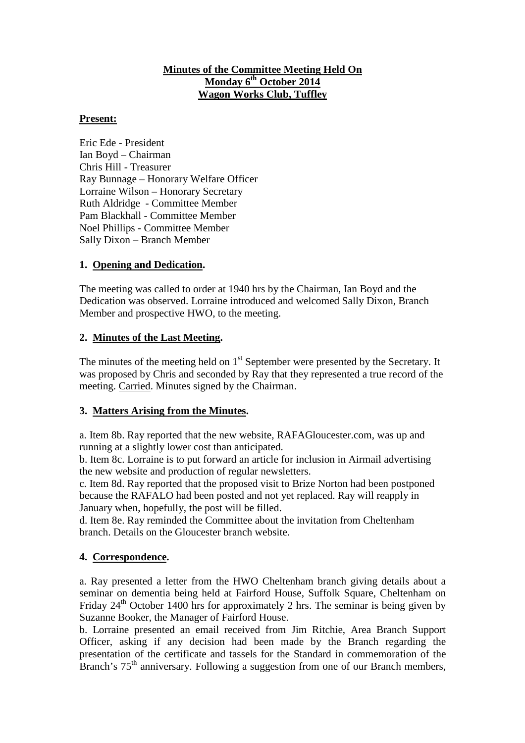**Minutes of the Committee Meeting Held On**
**Monday 6th October 2014**
**Wagon Works Club, Tuffley**

**Present:**

Eric Ede - President
Ian Boyd – Chairman
Chris Hill - Treasurer
Ray Bunnage – Honorary Welfare Officer
Lorraine Wilson – Honorary Secretary
Ruth Aldridge - Committee Member
Pam Blackhall - Committee Member
Noel Phillips - Committee Member
Sally Dixon – Branch Member

## 1. Opening and Dedication.

The meeting was called to order at 1940 hrs by the Chairman, Ian Boyd and the Dedication was observed. Lorraine introduced and welcomed Sally Dixon, Branch Member and prospective HWO, to the meeting.

## 2. Minutes of the Last Meeting.

The minutes of the meeting held on 1st September were presented by the Secretary. It was proposed by Chris and seconded by Ray that they represented a true record of the meeting. Carried. Minutes signed by the Chairman.

## 3. Matters Arising from the Minutes.

a. Item 8b. Ray reported that the new website, RAFAGloucester.com, was up and running at a slightly lower cost than anticipated.
b. Item 8c. Lorraine is to put forward an article for inclusion in Airmail advertising the new website and production of regular newsletters.
c. Item 8d. Ray reported that the proposed visit to Brize Norton had been postponed because the RAFALO had been posted and not yet replaced. Ray will reapply in January when, hopefully, the post will be filled.
d. Item 8e. Ray reminded the Committee about the invitation from Cheltenham branch. Details on the Gloucester branch website.

## 4. Correspondence.

a. Ray presented a letter from the HWO Cheltenham branch giving details about a seminar on dementia being held at Fairford House, Suffolk Square, Cheltenham on Friday 24th October 1400 hrs for approximately 2 hrs. The seminar is being given by Suzanne Booker, the Manager of Fairford House.
b. Lorraine presented an email received from Jim Ritchie, Area Branch Support Officer, asking if any decision had been made by the Branch regarding the presentation of the certificate and tassels for the Standard in commemoration of the Branch's 75th anniversary. Following a suggestion from one of our Branch members,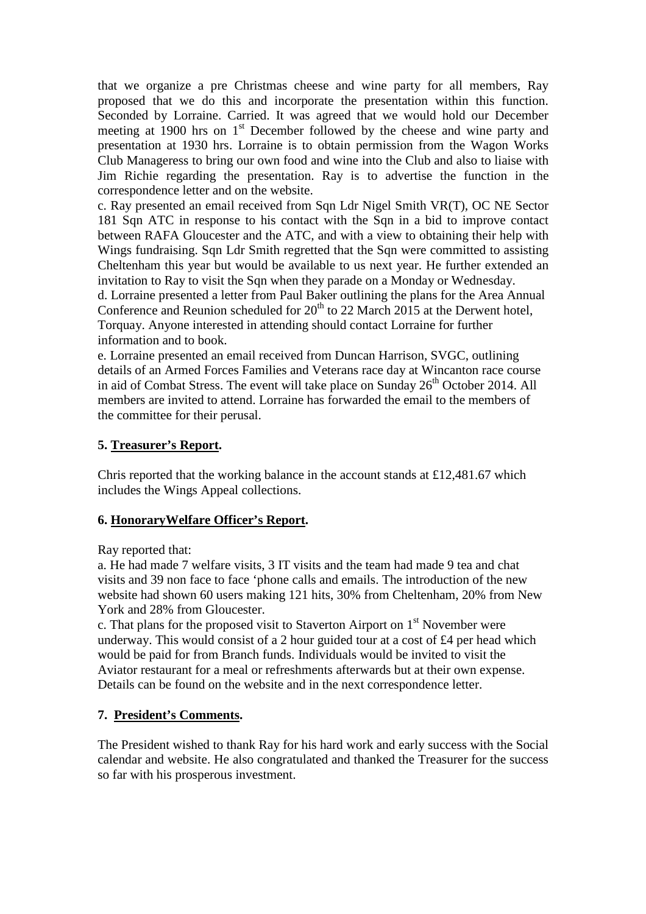that we organize a pre Christmas cheese and wine party for all members, Ray proposed that we do this and incorporate the presentation within this function. Seconded by Lorraine. Carried. It was agreed that we would hold our December meeting at 1900 hrs on 1st December followed by the cheese and wine party and presentation at 1930 hrs. Lorraine is to obtain permission from the Wagon Works Club Manageress to bring our own food and wine into the Club and also to liaise with Jim Richie regarding the presentation. Ray is to advertise the function in the correspondence letter and on the website.

c. Ray presented an email received from Sqn Ldr Nigel Smith VR(T), OC NE Sector 181 Sqn ATC in response to his contact with the Sqn in a bid to improve contact between RAFA Gloucester and the ATC, and with a view to obtaining their help with Wings fundraising. Sqn Ldr Smith regretted that the Sqn were committed to assisting Cheltenham this year but would be available to us next year. He further extended an invitation to Ray to visit the Sqn when they parade on a Monday or Wednesday.

d. Lorraine presented a letter from Paul Baker outlining the plans for the Area Annual Conference and Reunion scheduled for 20th to 22 March 2015 at the Derwent hotel, Torquay. Anyone interested in attending should contact Lorraine for further information and to book.

e. Lorraine presented an email received from Duncan Harrison, SVGC, outlining details of an Armed Forces Families and Veterans race day at Wincanton race course in aid of Combat Stress. The event will take place on Sunday 26th October 2014. All members are invited to attend. Lorraine has forwarded the email to the members of the committee for their perusal.

**5. Treasurer's Report.**

Chris reported that the working balance in the account stands at £12,481.67 which includes the Wings Appeal collections.

**6. HonoraryWelfare Officer's Report.**

Ray reported that:

a. He had made 7 welfare visits, 3 IT visits and the team had made 9 tea and chat visits and 39 non face to face 'phone calls and emails. The introduction of the new website had shown 60 users making 121 hits, 30% from Cheltenham, 20% from New York and 28% from Gloucester.

c. That plans for the proposed visit to Staverton Airport on 1st November were underway. This would consist of a 2 hour guided tour at a cost of £4 per head which would be paid for from Branch funds. Individuals would be invited to visit the Aviator restaurant for a meal or refreshments afterwards but at their own expense. Details can be found on the website and in the next correspondence letter.

**7. President's Comments.**

The President wished to thank Ray for his hard work and early success with the Social calendar and website. He also congratulated and thanked the Treasurer for the success so far with his prosperous investment.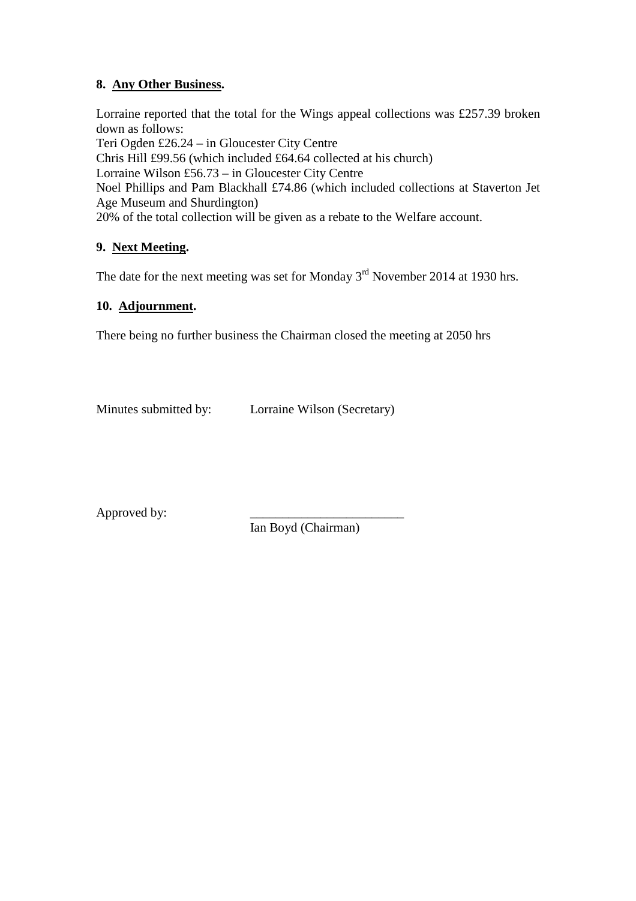## 8. Any Other Business.

Lorraine reported that the total for the Wings appeal collections was £257.39 broken down as follows:

Teri Ogden £26.24 – in Gloucester City Centre

Chris Hill £99.56 (which included £64.64 collected at his church)

Lorraine Wilson £56.73 – in Gloucester City Centre

Noel Phillips and Pam Blackhall £74.86 (which included collections at Staverton Jet Age Museum and Shurdington)

20% of the total collection will be given as a rebate to the Welfare account.

## 9. Next Meeting.

The date for the next meeting was set for Monday 3rd November 2014 at 1930 hrs.

## 10. Adjournment.

There being no further business the Chairman closed the meeting at 2050 hrs

Minutes submitted by: Lorraine Wilson (Secretary)

Approved by: ________________________

Ian Boyd (Chairman)